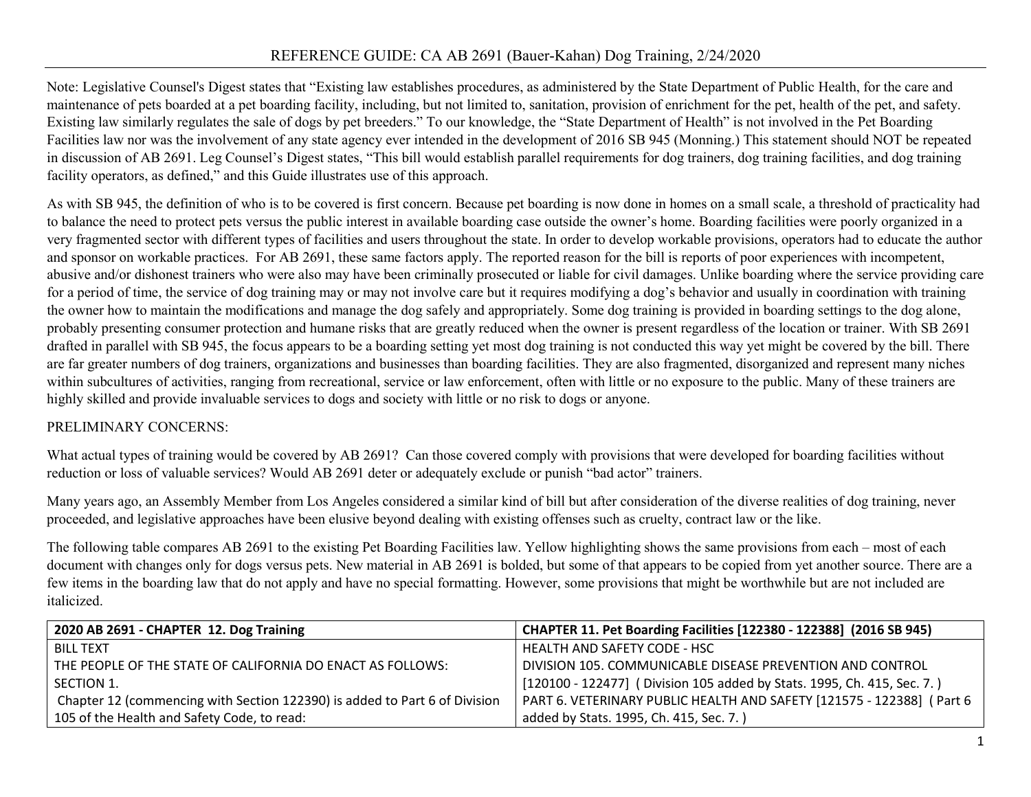# REFERENCE GUIDE: CA AB 2691 (Bauer-Kahan) Dog Training, 2/24/2020

Note: Legislative Counsel's Digest states that "Existing law establishes procedures, as administered by the State Department of Public Health, for the care and maintenance of pets boarded at a pet boarding facility, including, but not limited to, sanitation, provision of enrichment for the pet, health of the pet, and safety. Existing law similarly regulates the sale of dogs by pet breeders." To our knowledge, the "State Department of Health" is not involved in the Pet Boarding Facilities law nor was the involvement of any state agency ever intended in the development of 2016 SB 945 (Monning.) This statement should NOT be repeated in discussion of AB 2691. Leg Counsel's Digest states, "This bill would establish parallel requirements for dog trainers, dog training facilities, and dog training facility operators, as defined," and this Guide illustrates use of this approach.

As with SB 945, the definition of who is to be covered is first concern. Because pet boarding is now done in homes on a small scale, a threshold of practicality had to balance the need to protect pets versus the public interest in available boarding case outside the owner's home. Boarding facilities were poorly organized in a very fragmented sector with different types of facilities and users throughout the state. In order to develop workable provisions, operators had to educate the author and sponsor on workable practices. For AB 2691, these same factors apply. The reported reason for the bill is reports of poor experiences with incompetent, abusive and/or dishonest trainers who were also may have been criminally prosecuted or liable for civil damages. Unlike boarding where the service providing care for a period of time, the service of dog training may or may not involve care but it requires modifying a dog's behavior and usually in coordination with training the owner how to maintain the modifications and manage the dog safely and appropriately. Some dog training is provided in boarding settings to the dog alone, probably presenting consumer protection and humane risks that are greatly reduced when the owner is present regardless of the location or trainer. With SB 2691 drafted in parallel with SB 945, the focus appears to be a boarding setting yet most dog training is not conducted this way yet might be covered by the bill. There are far greater numbers of dog trainers, organizations and businesses than boarding facilities. They are also fragmented, disorganized and represent many niches within subcultures of activities, ranging from recreational, service or law enforcement, often with little or no exposure to the public. Many of these trainers are highly skilled and provide invaluable services to dogs and society with little or no risk to dogs or anyone.

PRELIMINARY CONCERNS:

What actual types of training would be covered by AB 2691? Can those covered comply with provisions that were developed for boarding facilities without reduction or loss of valuable services? Would AB 2691 deter or adequately exclude or punish "bad actor" trainers.

Many years ago, an Assembly Member from Los Angeles considered a similar kind of bill but after consideration of the diverse realities of dog training, never proceeded, and legislative approaches have been elusive beyond dealing with existing offenses such as cruelty, contract law or the like.

The following table compares AB 2691 to the existing Pet Boarding Facilities law. Yellow highlighting shows the same provisions from each – most of each document with changes only for dogs versus pets. New material in AB 2691 is bolded, but some of that appears to be copied from yet another source. There are a few items in the boarding law that do not apply and have no special formatting. However, some provisions that might be worthwhile but are not included are italicized.

| 2020 AB 2691 - CHAPTER 12. Dog Training | CHAPTER 11. Pet Boarding Facilities [122380 - 122388] (2016 SB 945) |
|---|---|
| BILL TEXT<br>THE PEOPLE OF THE STATE OF CALIFORNIA DO ENACT AS FOLLOWS:<br>SECTION 1.<br>Chapter 12 (commencing with Section 122390) is added to Part 6 of Division 105 of the Health and Safety Code, to read: | HEALTH AND SAFETY CODE - HSC<br>DIVISION 105. COMMUNICABLE DISEASE PREVENTION AND CONTROL [120100 - 122477] ( Division 105 added by Stats. 1995, Ch. 415, Sec. 7. )<br>PART 6. VETERINARY PUBLIC HEALTH AND SAFETY [121575 - 122388] ( Part 6 added by Stats. 1995, Ch. 415, Sec. 7. ) |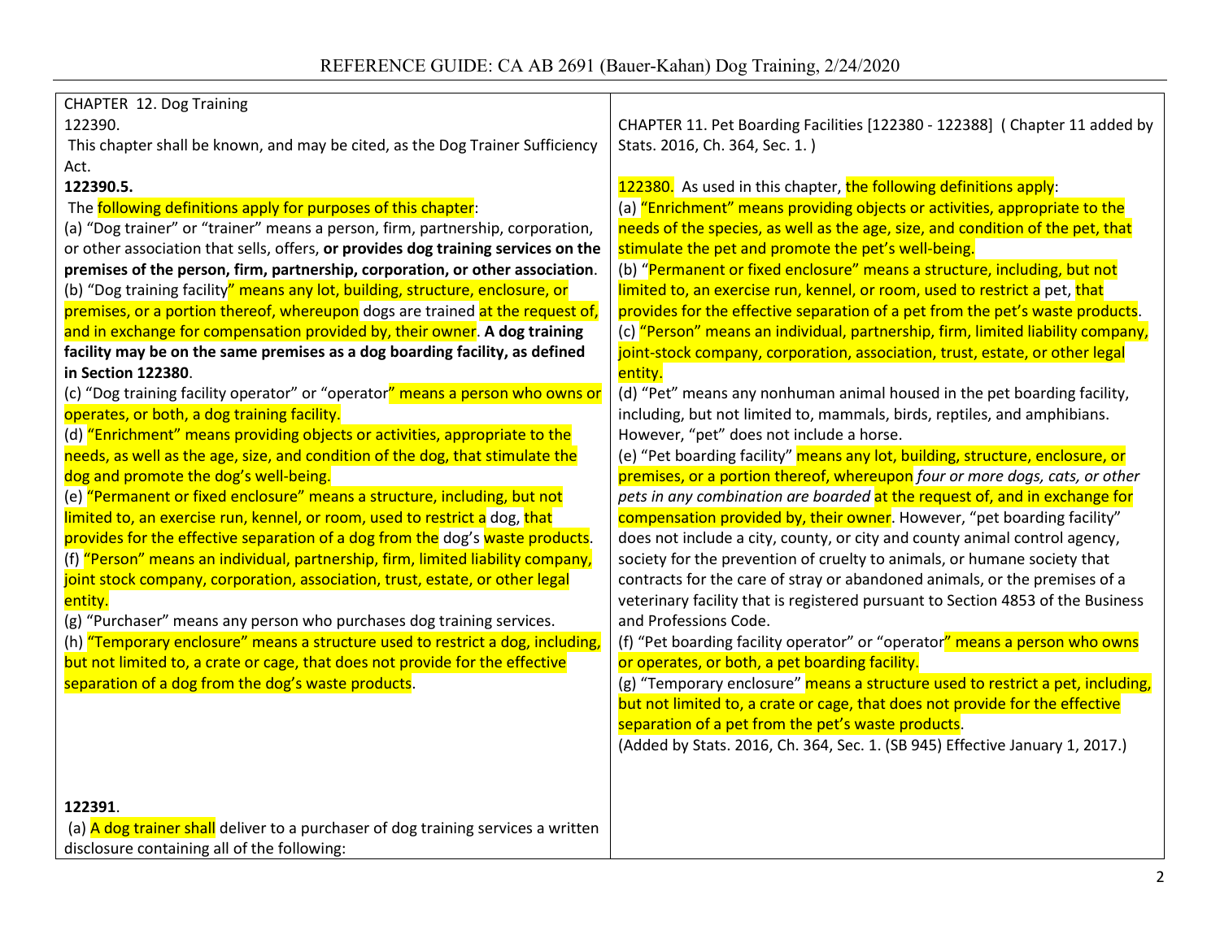| CHAPTER 12. Dog Training | |
|---|---|
| 122390.<br>This chapter shall be known, and may be cited, as the Dog Trainer Sufficiency Act.<br>**122390.5.**<br>The following definitions apply for purposes of this chapter:<br>(a) "Dog trainer" or "trainer" means a person, firm, partnership, corporation, or other association that sells, offers, **or provides dog training services on the premises of the person, firm, partnership, corporation, or other association**.<br>(b) "Dog training facility" means any lot, building, structure, enclosure, or premises, or a portion thereof, whereupon dogs are trained at the request of, and in exchange for compensation provided by, their owner. **A dog training facility may be on the same premises as a dog boarding facility, as defined in Section 122380**.<br>(c) "Dog training facility operator" or "operator" means a person who owns or operates, or both, a dog training facility.<br>(d) "Enrichment" means providing objects or activities, appropriate to the needs, as well as the age, size, and condition of the dog, that stimulate the dog and promote the dog's well-being.<br>(e) "Permanent or fixed enclosure" means a structure, including, but not limited to, an exercise run, kennel, or room, used to restrict a dog, that provides for the effective separation of a dog from the dog's waste products.<br>(f) "Person" means an individual, partnership, firm, limited liability company, joint stock company, corporation, association, trust, estate, or other legal entity.<br>(g) "Purchaser" means any person who purchases dog training services.<br>(h) "Temporary enclosure" means a structure used to restrict a dog, including, but not limited to, a crate or cage, that does not provide for the effective separation of a dog from the dog's waste products. | CHAPTER 11. Pet Boarding Facilities [122380 - 122388] ( Chapter 11 added by Stats. 2016, Ch. 364, Sec. 1. )<br><br>122380. As used in this chapter, the following definitions apply:<br>(a) "Enrichment" means providing objects or activities, appropriate to the needs of the species, as well as the age, size, and condition of the pet, that stimulate the pet and promote the pet's well-being.<br>(b) "Permanent or fixed enclosure" means a structure, including, but not limited to, an exercise run, kennel, or room, used to restrict a pet, that provides for the effective separation of a pet from the pet's waste products.<br>(c) "Person" means an individual, partnership, firm, limited liability company, joint-stock company, corporation, association, trust, estate, or other legal entity.<br>(d) "Pet" means any nonhuman animal housed in the pet boarding facility, including, but not limited to, mammals, birds, reptiles, and amphibians. However, "pet" does not include a horse.<br>(e) "Pet boarding facility" means any lot, building, structure, enclosure, or premises, or a portion thereof, whereupon *four or more dogs, cats, or other pets in any combination are boarded* at the request of, and in exchange for compensation provided by, their owner. However, "pet boarding facility" does not include a city, county, or city and county animal control agency, society for the prevention of cruelty to animals, or humane society that contracts for the care of stray or abandoned animals, or the premises of a veterinary facility that is registered pursuant to Section 4853 of the Business and Professions Code.<br>(f) "Pet boarding facility operator" or "operator" means a person who owns or operates, or both, a pet boarding facility.<br>(g) "Temporary enclosure" means a structure used to restrict a pet, including, but not limited to, a crate or cage, that does not provide for the effective separation of a pet from the pet's waste products.<br>(Added by Stats. 2016, Ch. 364, Sec. 1. (SB 945) Effective January 1, 2017.) |
| **122391**.<br>(a) A dog trainer shall deliver to a purchaser of dog training services a written disclosure containing all of the following: | |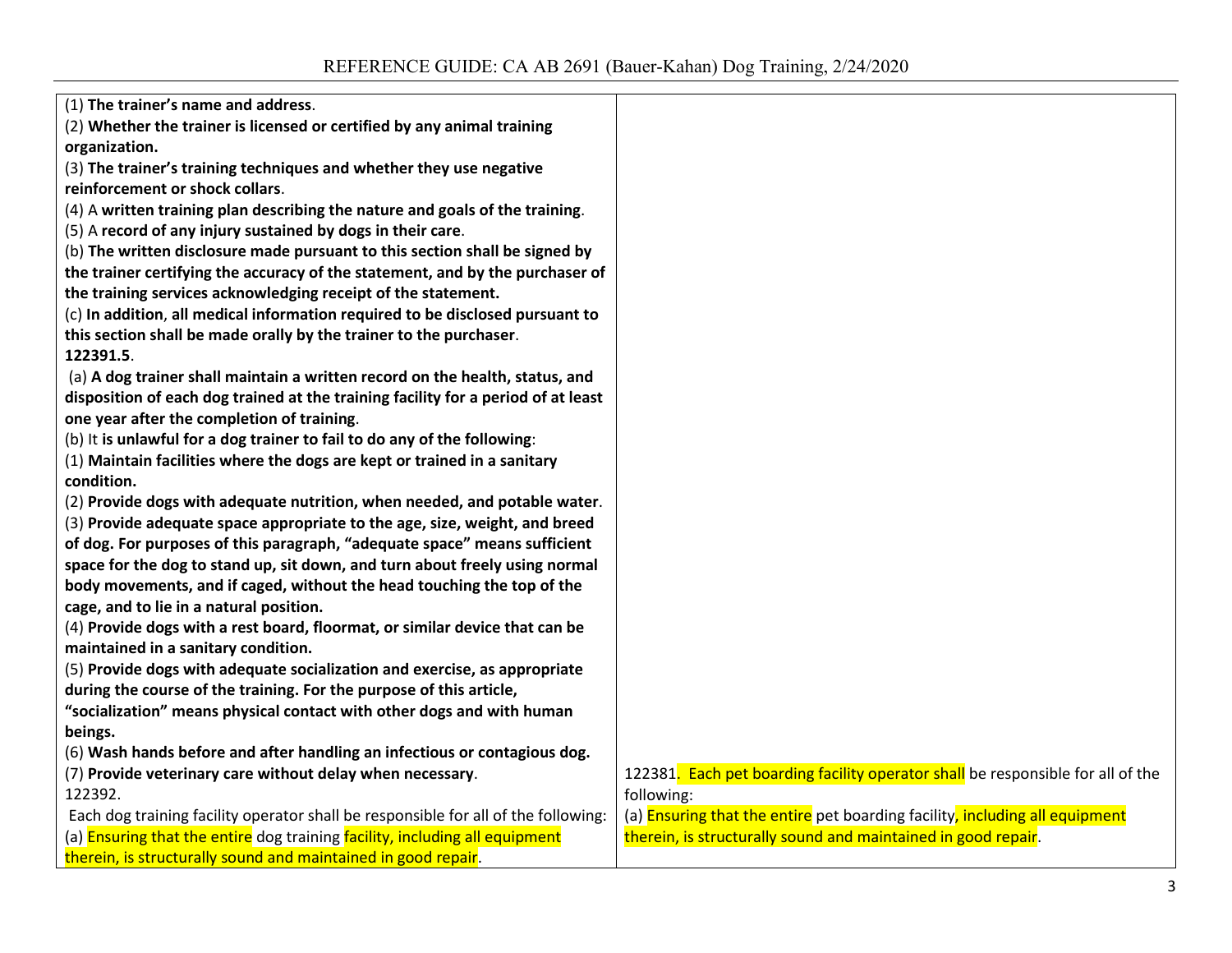| | |
|---|---|
| (1) **The trainer's name and address**.<br>(2) **Whether the trainer is licensed or certified by any animal training organization.**<br>(3) **The trainer's training techniques and whether they use negative reinforcement or shock collars**.<br>(4) A **written training plan describing the nature and goals of the training**.<br>(5) A **record of any injury sustained by dogs in their care**.<br>(b) **The written disclosure made pursuant to this section shall be signed by the trainer certifying the accuracy of the statement, and by the purchaser of the training services acknowledging receipt of the statement.**<br>(c) **In addition**, **all medical information required to be disclosed pursuant to this section shall be made orally by the trainer to the purchaser**.<br>**122391.5**.<br>(a) **A dog trainer shall maintain a written record on the health, status, and disposition of each dog trained at the training facility for a period of at least one year after the completion of training**.<br>(b) It **is unlawful for a dog trainer to fail to do any of the following**:<br>(1) **Maintain facilities where the dogs are kept or trained in a sanitary condition.**<br>(2) **Provide dogs with adequate nutrition, when needed, and potable water**.<br>(3) **Provide adequate space appropriate to the age, size, weight, and breed of dog. For purposes of this paragraph, "adequate space" means sufficient space for the dog to stand up, sit down, and turn about freely using normal body movements, and if caged, without the head touching the top of the cage, and to lie in a natural position.**<br>(4) **Provide dogs with a rest board, floormat, or similar device that can be maintained in a sanitary condition.**<br>(5) **Provide dogs with adequate socialization and exercise, as appropriate during the course of the training. For the purpose of this article, "socialization" means physical contact with other dogs and with human beings.**<br>(6) **Wash hands before and after handling an infectious or contagious dog.**<br>(7) **Provide veterinary care without delay when necessary**.<br>122392.<br>Each dog training facility operator shall be responsible for all of the following:<br>(a) Ensuring that the entire dog training facility, including all equipment therein, is structurally sound and maintained in good repair. | 122381. Each pet boarding facility operator shall be responsible for all of the following:<br>(a) Ensuring that the entire pet boarding facility, including all equipment therein, is structurally sound and maintained in good repair. |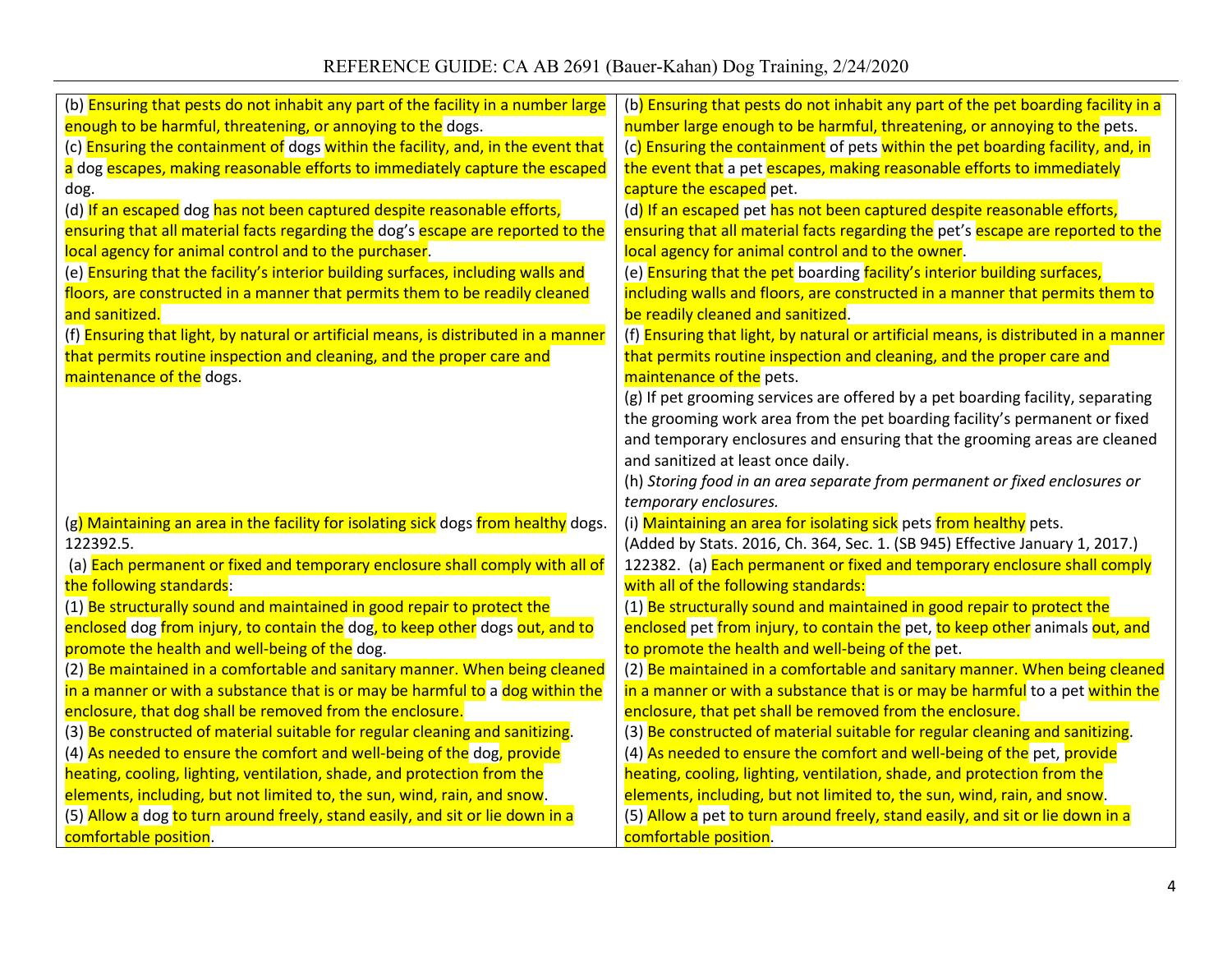| | |
|---|---|
| (b) Ensuring that pests do not inhabit any part of the facility in a number large enough to be harmful, threatening, or annoying to the dogs.<br>(c) Ensuring the containment of dogs within the facility, and, in the event that a dog escapes, making reasonable efforts to immediately capture the escaped dog.<br>(d) If an escaped dog has not been captured despite reasonable efforts, ensuring that all material facts regarding the dog's escape are reported to the local agency for animal control and to the purchaser.<br>(e) Ensuring that the facility's interior building surfaces, including walls and floors, are constructed in a manner that permits them to be readily cleaned and sanitized.<br>(f) Ensuring that light, by natural or artificial means, is distributed in a manner that permits routine inspection and cleaning, and the proper care and maintenance of the dogs. | (b) Ensuring that pests do not inhabit any part of the pet boarding facility in a number large enough to be harmful, threatening, or annoying to the pets.<br>(c) Ensuring the containment of pets within the pet boarding facility, and, in the event that a pet escapes, making reasonable efforts to immediately capture the escaped pet.<br>(d) If an escaped pet has not been captured despite reasonable efforts, ensuring that all material facts regarding the pet's escape are reported to the local agency for animal control and to the owner.<br>(e) Ensuring that the pet boarding facility's interior building surfaces, including walls and floors, are constructed in a manner that permits them to be readily cleaned and sanitized.<br>(f) Ensuring that light, by natural or artificial means, is distributed in a manner that permits routine inspection and cleaning, and the proper care and maintenance of the pets.<br>(g) If pet grooming services are offered by a pet boarding facility, separating the grooming work area from the pet boarding facility's permanent or fixed and temporary enclosures and ensuring that the grooming areas are cleaned and sanitized at least once daily.<br>(h) *Storing food in an area separate from permanent or fixed enclosures or temporary enclosures.* |
| (g) Maintaining an area in the facility for isolating sick dogs from healthy dogs.<br>122392.5.<br>(a) Each permanent or fixed and temporary enclosure shall comply with all of the following standards:<br>(1) Be structurally sound and maintained in good repair to protect the enclosed dog from injury, to contain the dog, to keep other dogs out, and to promote the health and well-being of the dog.<br>(2) Be maintained in a comfortable and sanitary manner. When being cleaned in a manner or with a substance that is or may be harmful to a dog within the enclosure, that dog shall be removed from the enclosure.<br>(3) Be constructed of material suitable for regular cleaning and sanitizing.<br>(4) As needed to ensure the comfort and well-being of the dog, provide heating, cooling, lighting, ventilation, shade, and protection from the elements, including, but not limited to, the sun, wind, rain, and snow.<br>(5) Allow a dog to turn around freely, stand easily, and sit or lie down in a comfortable position. | (i) Maintaining an area for isolating sick pets from healthy pets.<br>(Added by Stats. 2016, Ch. 364, Sec. 1. (SB 945) Effective January 1, 2017.)<br>122382. (a) Each permanent or fixed and temporary enclosure shall comply with all of the following standards:<br>(1) Be structurally sound and maintained in good repair to protect the enclosed pet from injury, to contain the pet, to keep other animals out, and to promote the health and well-being of the pet.<br>(2) Be maintained in a comfortable and sanitary manner. When being cleaned in a manner or with a substance that is or may be harmful to a pet within the enclosure, that pet shall be removed from the enclosure.<br>(3) Be constructed of material suitable for regular cleaning and sanitizing.<br>(4) As needed to ensure the comfort and well-being of the pet, provide heating, cooling, lighting, ventilation, shade, and protection from the elements, including, but not limited to, the sun, wind, rain, and snow.<br>(5) Allow a pet to turn around freely, stand easily, and sit or lie down in a comfortable position. |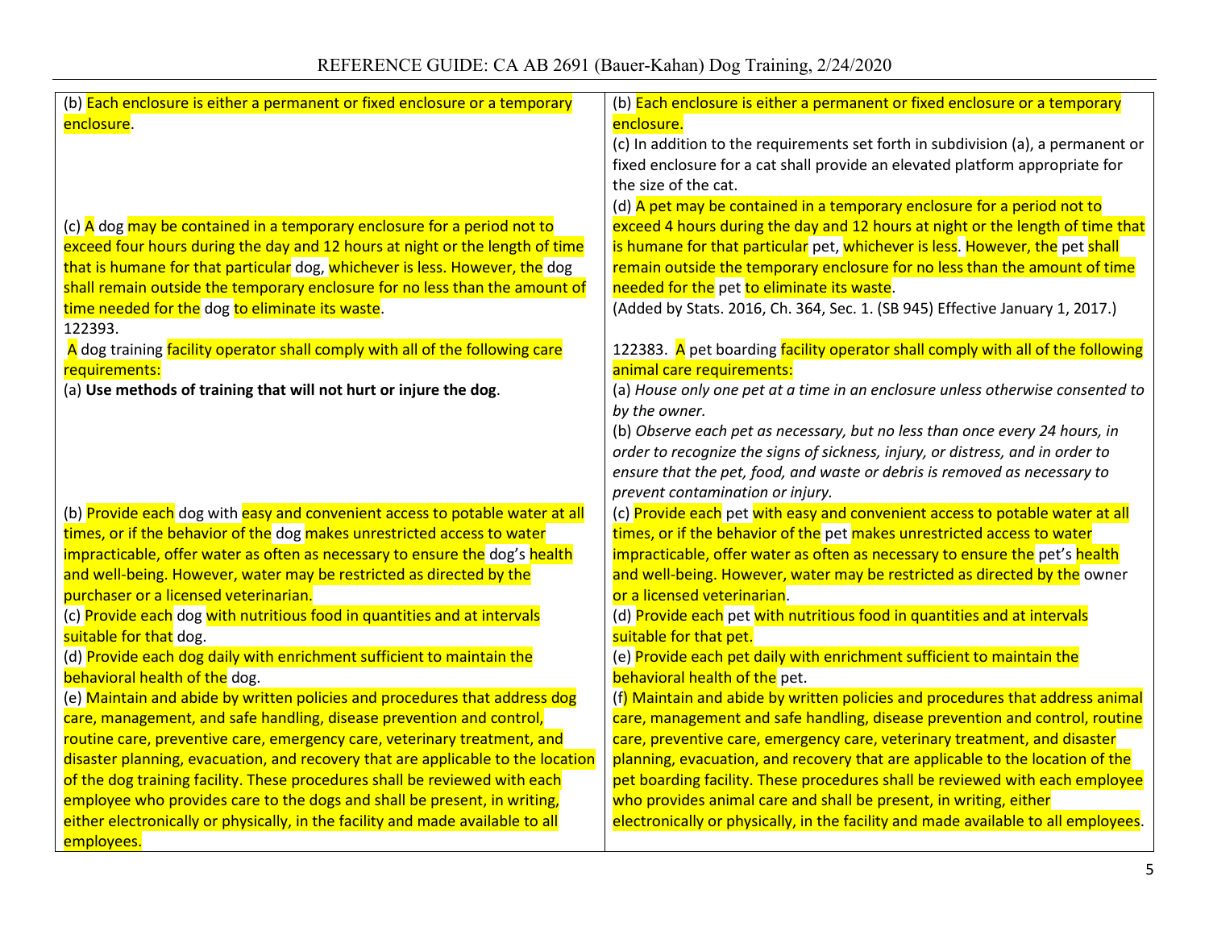| | |
|---|---|
| (b) Each enclosure is either a permanent or fixed enclosure or a temporary enclosure. | (b) Each enclosure is either a permanent or fixed enclosure or a temporary enclosure.<br>(c) In addition to the requirements set forth in subdivision (a), a permanent or fixed enclosure for a cat shall provide an elevated platform appropriate for the size of the cat. |
| (c) A dog may be contained in a temporary enclosure for a period not to exceed four hours during the day and 12 hours at night or the length of time that is humane for that particular dog, whichever is less. However, the dog shall remain outside the temporary enclosure for no less than the amount of time needed for the dog to eliminate its waste. | (d) A pet may be contained in a temporary enclosure for a period not to exceed 4 hours during the day and 12 hours at night or the length of time that is humane for that particular pet, whichever is less. However, the pet shall remain outside the temporary enclosure for no less than the amount of time needed for the pet to eliminate its waste.<br>(Added by Stats. 2016, Ch. 364, Sec. 1. (SB 945) Effective January 1, 2017.) |
| 122393.<br>A dog training facility operator shall comply with all of the following care requirements: | 122383. A pet boarding facility operator shall comply with all of the following animal care requirements: |
| (a) **Use methods of training that will not hurt or injure the dog**. | (a) *House only one pet at a time in an enclosure unless otherwise consented to by the owner.*<br>(b) *Observe each pet as necessary, but no less than once every 24 hours, in order to recognize the signs of sickness, injury, or distress, and in order to ensure that the pet, food, and waste or debris is removed as necessary to prevent contamination or injury.* |
| (b) Provide each dog with easy and convenient access to potable water at all times, or if the behavior of the dog makes unrestricted access to water impracticable, offer water as often as necessary to ensure the dog's health and well-being. However, water may be restricted as directed by the purchaser or a licensed veterinarian. | (c) Provide each pet with easy and convenient access to potable water at all times, or if the behavior of the pet makes unrestricted access to water impracticable, offer water as often as necessary to ensure the pet's health and well-being. However, water may be restricted as directed by the owner or a licensed veterinarian. |
| (c) Provide each dog with nutritious food in quantities and at intervals suitable for that dog. | (d) Provide each pet with nutritious food in quantities and at intervals suitable for that pet. |
| (d) Provide each dog daily with enrichment sufficient to maintain the behavioral health of the dog. | (e) Provide each pet daily with enrichment sufficient to maintain the behavioral health of the pet. |
| (e) Maintain and abide by written policies and procedures that address dog care, management, and safe handling, disease prevention and control, routine care, preventive care, emergency care, veterinary treatment, and disaster planning, evacuation, and recovery that are applicable to the location of the dog training facility. These procedures shall be reviewed with each employee who provides care to the dogs and shall be present, in writing, either electronically or physically, in the facility and made available to all employees. | (f) Maintain and abide by written policies and procedures that address animal care, management and safe handling, disease prevention and control, routine care, preventive care, emergency care, veterinary treatment, and disaster planning, evacuation, and recovery that are applicable to the location of the pet boarding facility. These procedures shall be reviewed with each employee who provides animal care and shall be present, in writing, either electronically or physically, in the facility and made available to all employees. |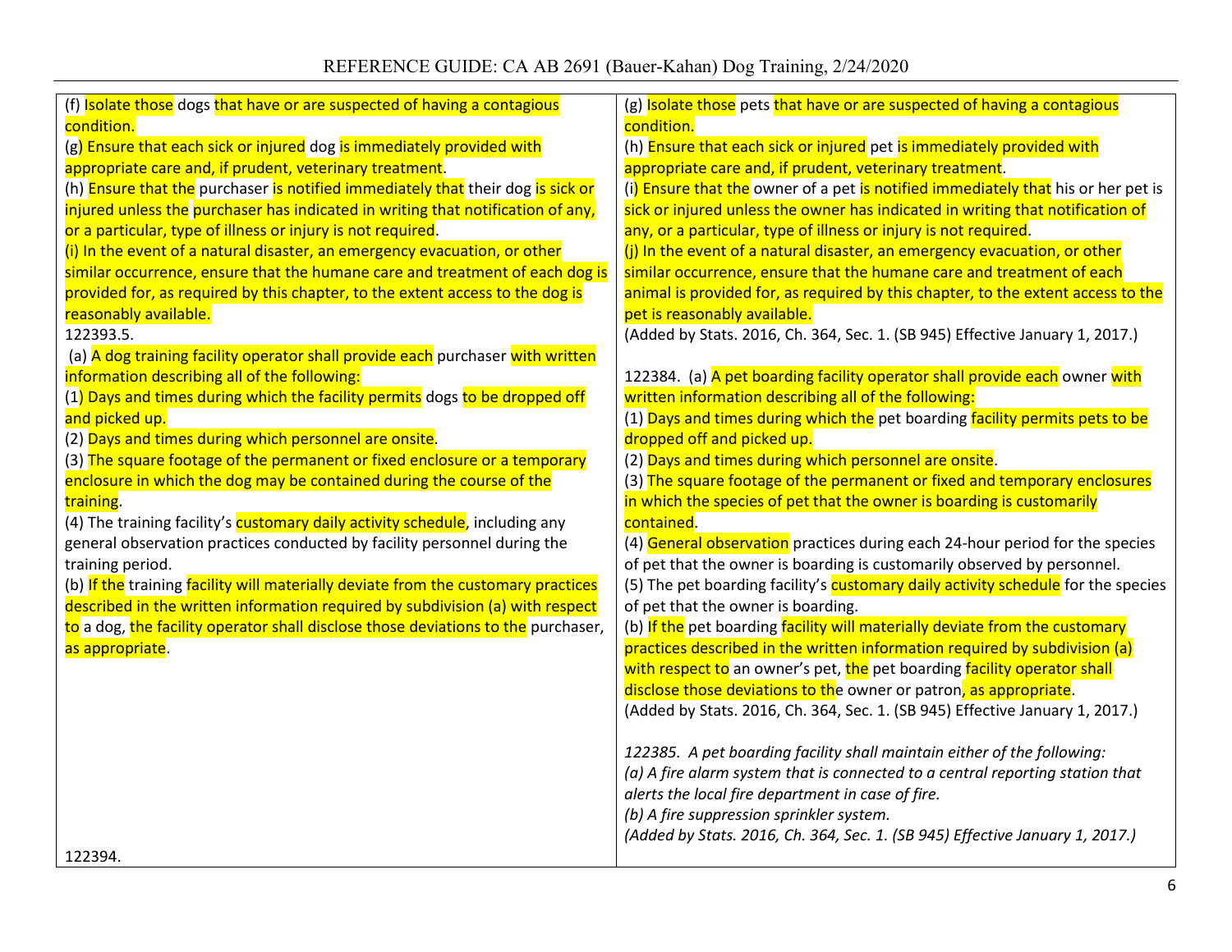| | |
|---|---|
| (f) Isolate those dogs that have or are suspected of having a contagious condition.<br>(g) Ensure that each sick or injured dog is immediately provided with appropriate care and, if prudent, veterinary treatment.<br>(h) Ensure that the purchaser is notified immediately that their dog is sick or injured unless the purchaser has indicated in writing that notification of any, or a particular, type of illness or injury is not required.<br>(i) In the event of a natural disaster, an emergency evacuation, or other similar occurrence, ensure that the humane care and treatment of each dog is provided for, as required by this chapter, to the extent access to the dog is reasonably available.<br>122393.5.<br>(a) A dog training facility operator shall provide each purchaser with written information describing all of the following:<br>(1) Days and times during which the facility permits dogs to be dropped off and picked up.<br>(2) Days and times during which personnel are onsite.<br>(3) The square footage of the permanent or fixed enclosure or a temporary enclosure in which the dog may be contained during the course of the training.<br>(4) The training facility's customary daily activity schedule, including any general observation practices conducted by facility personnel during the training period.<br>(b) If the training facility will materially deviate from the customary practices described in the written information required by subdivision (a) with respect to a dog, the facility operator shall disclose those deviations to the purchaser, as appropriate.<br><br>122394. | (g) Isolate those pets that have or are suspected of having a contagious condition.<br>(h) Ensure that each sick or injured pet is immediately provided with appropriate care and, if prudent, veterinary treatment.<br>(i) Ensure that the owner of a pet is notified immediately that his or her pet is sick or injured unless the owner has indicated in writing that notification of any, or a particular, type of illness or injury is not required.<br>(j) In the event of a natural disaster, an emergency evacuation, or other similar occurrence, ensure that the humane care and treatment of each animal is provided for, as required by this chapter, to the extent access to the pet is reasonably available.<br>(Added by Stats. 2016, Ch. 364, Sec. 1. (SB 945) Effective January 1, 2017.)<br><br>122384. (a) A pet boarding facility operator shall provide each owner with written information describing all of the following:<br>(1) Days and times during which the pet boarding facility permits pets to be dropped off and picked up.<br>(2) Days and times during which personnel are onsite.<br>(3) The square footage of the permanent or fixed and temporary enclosures in which the species of pet that the owner is boarding is customarily contained.<br>(4) General observation practices during each 24-hour period for the species of pet that the owner is boarding is customarily observed by personnel.<br>(5) The pet boarding facility's customary daily activity schedule for the species of pet that the owner is boarding.<br>(b) If the pet boarding facility will materially deviate from the customary practices described in the written information required by subdivision (a) with respect to an owner's pet, the pet boarding facility operator shall disclose those deviations to the owner or patron, as appropriate.<br>(Added by Stats. 2016, Ch. 364, Sec. 1. (SB 945) Effective January 1, 2017.)<br><br>*122385. A pet boarding facility shall maintain either of the following:*<br>*(a) A fire alarm system that is connected to a central reporting station that alerts the local fire department in case of fire.*<br>*(b) A fire suppression sprinkler system.*<br>*(Added by Stats. 2016, Ch. 364, Sec. 1. (SB 945) Effective January 1, 2017.)* |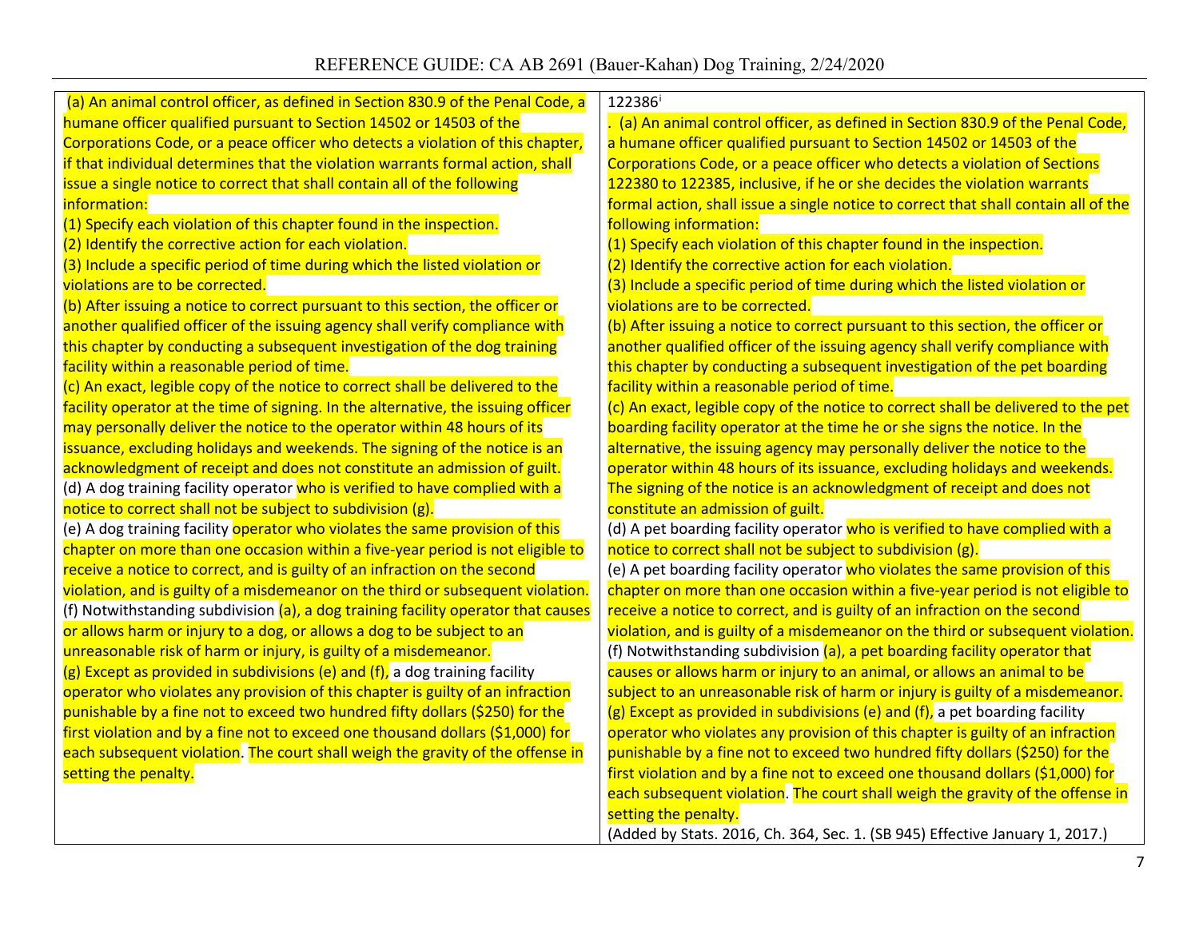| | |
|---|---|
| (a) An animal control officer, as defined in Section 830.9 of the Penal Code, a humane officer qualified pursuant to Section 14502 or 14503 of the Corporations Code, or a peace officer who detects a violation of this chapter, if that individual determines that the violation warrants formal action, shall issue a single notice to correct that shall contain all of the following information:<br>(1) Specify each violation of this chapter found in the inspection.<br>(2) Identify the corrective action for each violation.<br>(3) Include a specific period of time during which the listed violation or violations are to be corrected.<br>(b) After issuing a notice to correct pursuant to this section, the officer or another qualified officer of the issuing agency shall verify compliance with this chapter by conducting a subsequent investigation of the dog training facility within a reasonable period of time.<br>(c) An exact, legible copy of the notice to correct shall be delivered to the facility operator at the time of signing. In the alternative, the issuing officer may personally deliver the notice to the operator within 48 hours of its issuance, excluding holidays and weekends. The signing of the notice is an acknowledgment of receipt and does not constitute an admission of guilt.<br>(d) A dog training facility operator who is verified to have complied with a notice to correct shall not be subject to subdivision (g).<br>(e) A dog training facility operator who violates the same provision of this chapter on more than one occasion within a five-year period is not eligible to receive a notice to correct, and is guilty of an infraction on the second violation, and is guilty of a misdemeanor on the third or subsequent violation.<br>(f) Notwithstanding subdivision (a), a dog training facility operator that causes or allows harm or injury to a dog, or allows a dog to be subject to an unreasonable risk of harm or injury, is guilty of a misdemeanor.<br>(g) Except as provided in subdivisions (e) and (f), a dog training facility operator who violates any provision of this chapter is guilty of an infraction punishable by a fine not to exceed two hundred fifty dollars ($250) for the first violation and by a fine not to exceed one thousand dollars ($1,000) for each subsequent violation. The court shall weigh the gravity of the offense in setting the penalty. | 122386[i]<br>. (a) An animal control officer, as defined in Section 830.9 of the Penal Code, a humane officer qualified pursuant to Section 14502 or 14503 of the Corporations Code, or a peace officer who detects a violation of Sections 122380 to 122385, inclusive, if he or she decides the violation warrants formal action, shall issue a single notice to correct that shall contain all of the following information:<br>(1) Specify each violation of this chapter found in the inspection.<br>(2) Identify the corrective action for each violation.<br>(3) Include a specific period of time during which the listed violation or violations are to be corrected.<br>(b) After issuing a notice to correct pursuant to this section, the officer or another qualified officer of the issuing agency shall verify compliance with this chapter by conducting a subsequent investigation of the pet boarding facility within a reasonable period of time.<br>(c) An exact, legible copy of the notice to correct shall be delivered to the pet boarding facility operator at the time he or she signs the notice. In the alternative, the issuing agency may personally deliver the notice to the operator within 48 hours of its issuance, excluding holidays and weekends. The signing of the notice is an acknowledgment of receipt and does not constitute an admission of guilt.<br>(d) A pet boarding facility operator who is verified to have complied with a notice to correct shall not be subject to subdivision (g).<br>(e) A pet boarding facility operator who violates the same provision of this chapter on more than one occasion within a five-year period is not eligible to receive a notice to correct, and is guilty of an infraction on the second violation, and is guilty of a misdemeanor on the third or subsequent violation.<br>(f) Notwithstanding subdivision (a), a pet boarding facility operator that causes or allows harm or injury to an animal, or allows an animal to be subject to an unreasonable risk of harm or injury is guilty of a misdemeanor.<br>(g) Except as provided in subdivisions (e) and (f), a pet boarding facility operator who violates any provision of this chapter is guilty of an infraction punishable by a fine not to exceed two hundred fifty dollars ($250) for the first violation and by a fine not to exceed one thousand dollars ($1,000) for each subsequent violation. The court shall weigh the gravity of the offense in setting the penalty.<br>(Added by Stats. 2016, Ch. 364, Sec. 1. (SB 945) Effective January 1, 2017.) |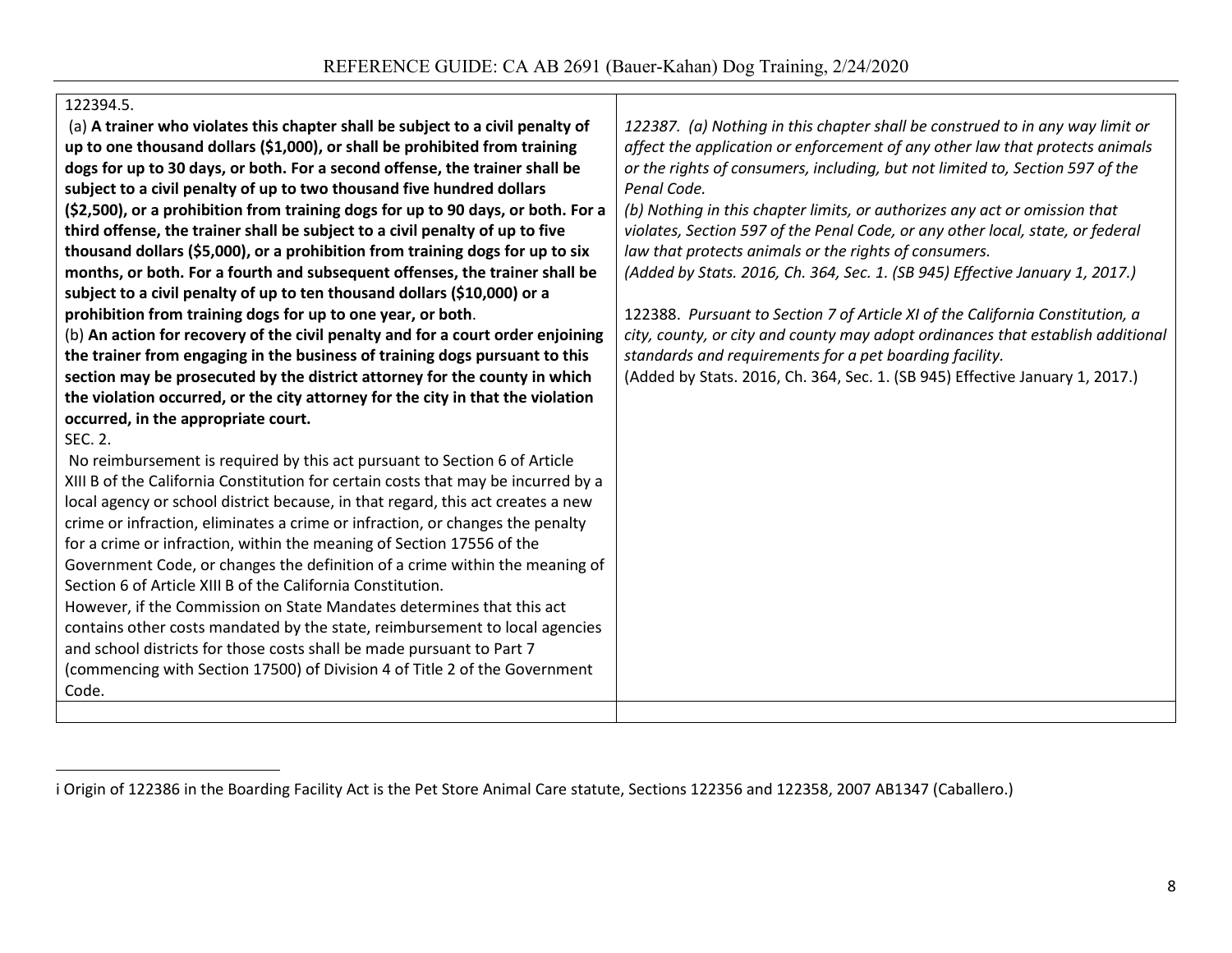| | |
|---|---|
| 122394.5.<br>(a) **A trainer who violates this chapter shall be subject to a civil penalty of up to one thousand dollars ($1,000), or shall be prohibited from training dogs for up to 30 days, or both. For a second offense, the trainer shall be subject to a civil penalty of up to two thousand five hundred dollars ($2,500), or a prohibition from training dogs for up to 90 days, or both. For a third offense, the trainer shall be subject to a civil penalty of up to five thousand dollars ($5,000), or a prohibition from training dogs for up to six months, or both. For a fourth and subsequent offenses, the trainer shall be subject to a civil penalty of up to ten thousand dollars ($10,000) or a prohibition from training dogs for up to one year, or both**.<br>(b) **An action for recovery of the civil penalty and for a court order enjoining the trainer from engaging in the business of training dogs pursuant to this section may be prosecuted by the district attorney for the county in which the violation occurred, or the city attorney for the city in that the violation occurred, in the appropriate court.**<br>SEC. 2.<br>No reimbursement is required by this act pursuant to Section 6 of Article XIII B of the California Constitution for certain costs that may be incurred by a local agency or school district because, in that regard, this act creates a new crime or infraction, eliminates a crime or infraction, or changes the penalty for a crime or infraction, within the meaning of Section 17556 of the Government Code, or changes the definition of a crime within the meaning of Section 6 of Article XIII B of the California Constitution.<br>However, if the Commission on State Mandates determines that this act contains other costs mandated by the state, reimbursement to local agencies and school districts for those costs shall be made pursuant to Part 7 (commencing with Section 17500) of Division 4 of Title 2 of the Government Code. | *122387. (a) Nothing in this chapter shall be construed to in any way limit or affect the application or enforcement of any other law that protects animals or the rights of consumers, including, but not limited to, Section 597 of the Penal Code.*<br>*(b) Nothing in this chapter limits, or authorizes any act or omission that violates, Section 597 of the Penal Code, or any other local, state, or federal law that protects animals or the rights of consumers.*<br>*(Added by Stats. 2016, Ch. 364, Sec. 1. (SB 945) Effective January 1, 2017.)*<br><br>122388. *Pursuant to Section 7 of Article XI of the California Constitution, a city, county, or city and county may adopt ordinances that establish additional standards and requirements for a pet boarding facility.*<br>(Added by Stats. 2016, Ch. 364, Sec. 1. (SB 945) Effective January 1, 2017.) |
| | |

i Origin of 122386 in the Boarding Facility Act is the Pet Store Animal Care statute, Sections 122356 and 122358, 2007 AB1347 (Caballero.)